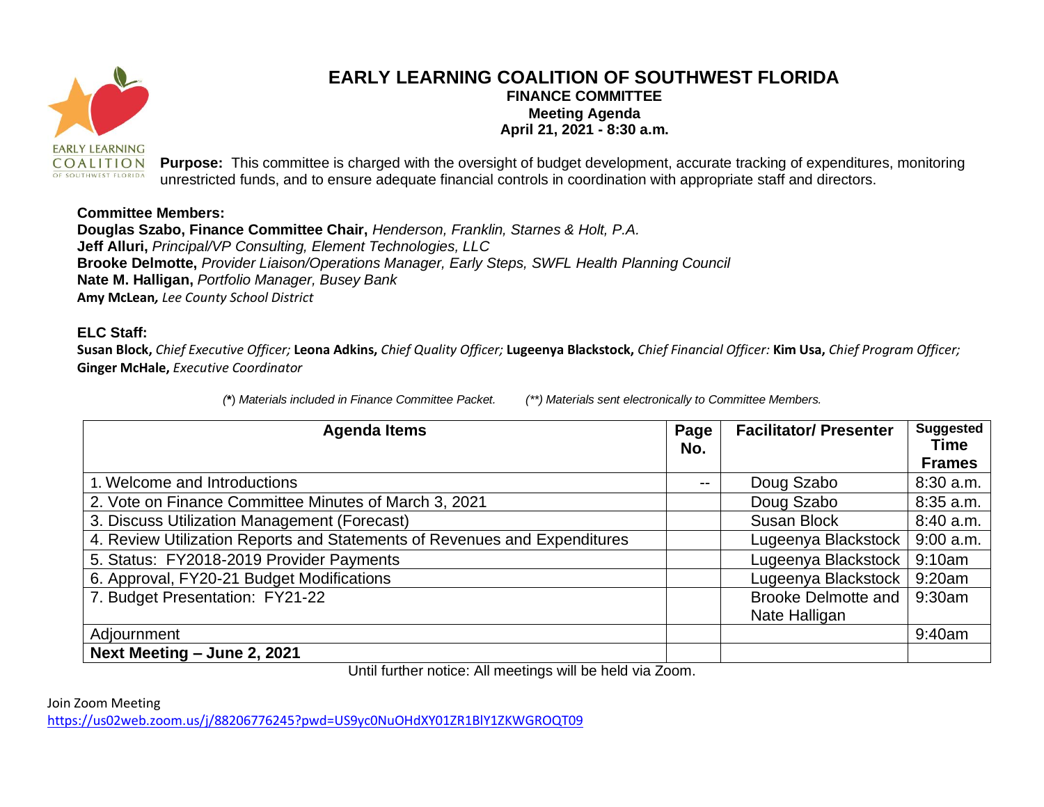# EARLY LEARNING COALITION OF SOUTHWEST FLORIDA

**FINANCE COMMITTEE**
**Meeting Agenda**
**April 21, 2021 - 8:30 a.m.**

**Purpose:** This committee is charged with the oversight of budget development, accurate tracking of expenditures, monitoring unrestricted funds, and to ensure adequate financial controls in coordination with appropriate staff and directors.

**Committee Members:**
**Douglas Szabo, Finance Committee Chair,** *Henderson, Franklin, Starnes & Holt, P.A.*
**Jeff Alluri,** *Principal/VP Consulting, Element Technologies, LLC*
**Brooke Delmotte,** *Provider Liaison/Operations Manager, Early Steps, SWFL Health Planning Council*
**Nate M. Halligan,** *Portfolio Manager, Busey Bank*
**Amy McLean,** *Lee County School District*

**ELC Staff:**
**Susan Block,** *Chief Executive Officer;* **Leona Adkins,** *Chief Quality Officer;* **Lugeenya Blackstock,** *Chief Financial Officer:* **Kim Usa,** *Chief Program Officer;* **Ginger McHale,** *Executive Coordinator*

*(\*) Materials included in Finance Committee Packet.* *(\*\*) Materials sent electronically to Committee Members.*

| Agenda Items | Page No. | Facilitator/ Presenter | Suggested Time Frames |
|---|---|---|---|
| 1. Welcome and Introductions | -- | Doug Szabo | 8:30 a.m. |
| 2. Vote on Finance Committee Minutes of March 3, 2021 | | Doug Szabo | 8:35 a.m. |
| 3. Discuss Utilization Management (Forecast) | | Susan Block | 8:40 a.m. |
| 4. Review Utilization Reports and Statements of Revenues and Expenditures | | Lugeenya Blackstock | 9:00 a.m. |
| 5. Status: FY2018-2019 Provider Payments | | Lugeenya Blackstock | 9:10am |
| 6. Approval, FY20-21 Budget Modifications | | Lugeenya Blackstock | 9:20am |
| 7. Budget Presentation: FY21-22 | | Brooke Delmotte and Nate Halligan | 9:30am |
| Adjournment | | | 9:40am |
| **Next Meeting – June 2, 2021** | | | |

Until further notice: All meetings will be held via Zoom.

Join Zoom Meeting
https://us02web.zoom.us/j/88206776245?pwd=US9yc0NuOHdXY01ZR1BlY1ZKWGROQT09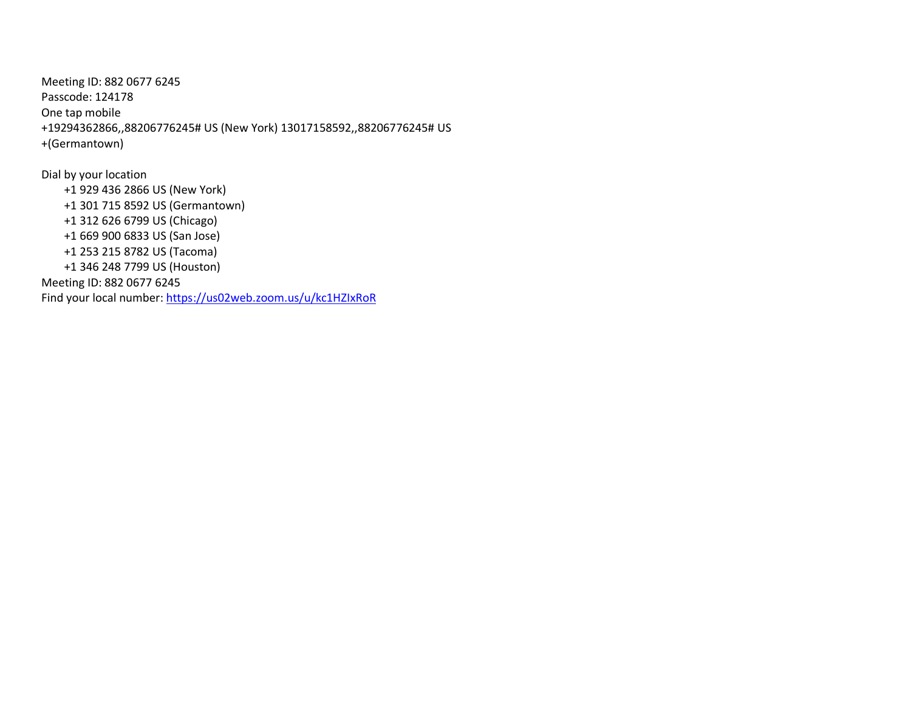Meeting ID: 882 0677 6245
Passcode: 124178
One tap mobile
+19294362866,,88206776245# US (New York) 13017158592,,88206776245# US
+(Germantown)

Dial by your location
- +1 929 436 2866 US (New York)
- +1 301 715 8592 US (Germantown)
- +1 312 626 6799 US (Chicago)
- +1 669 900 6833 US (San Jose)
- +1 253 215 8782 US (Tacoma)
- +1 346 248 7799 US (Houston)

Meeting ID: 882 0677 6245
Find your local number: https://us02web.zoom.us/u/kc1HZIxRoR